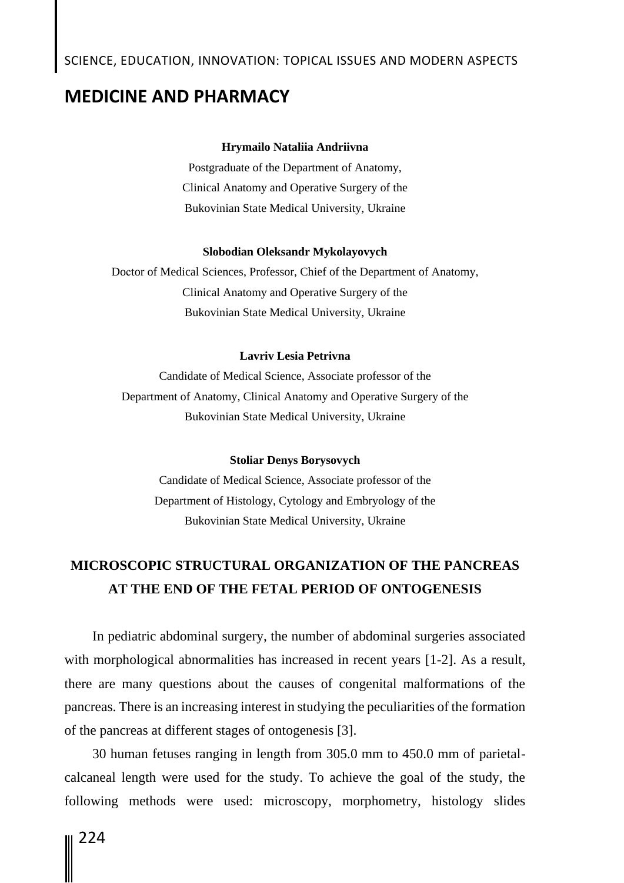## MEDICINE AND PHARMACY

**Hrymailo Nataliia Andriivna**

Postgraduate of the Department of Anatomy,
Clinical Anatomy and Operative Surgery of the
Bukovinian State Medical University, Ukraine

**Slobodian Oleksandr Mykolayovych**

Doctor of Medical Sciences, Professor, Chief of the Department of Anatomy,
Clinical Anatomy and Operative Surgery of the
Bukovinian State Medical University, Ukraine

**Lavriv Lesia Petrivna**

Candidate of Medical Science, Associate professor of the
Department of Anatomy, Clinical Anatomy and Operative Surgery of the
Bukovinian State Medical University, Ukraine

**Stoliar Denys Borysovych**

Candidate of Medical Science, Associate professor of the
Department of Histology, Cytology and Embryology of the
Bukovinian State Medical University, Ukraine

# MICROSCOPIC STRUCTURAL ORGANIZATION OF THE PANCREAS AT THE END OF THE FETAL PERIOD OF ONTOGENESIS

In pediatric abdominal surgery, the number of abdominal surgeries associated with morphological abnormalities has increased in recent years [1-2]. As a result, there are many questions about the causes of congenital malformations of the pancreas. There is an increasing interest in studying the peculiarities of the formation of the pancreas at different stages of ontogenesis [3].

30 human fetuses ranging in length from 305.0 mm to 450.0 mm of parietal-calcaneal length were used for the study. To achieve the goal of the study, the following methods were used: microscopy, morphometry, histology slides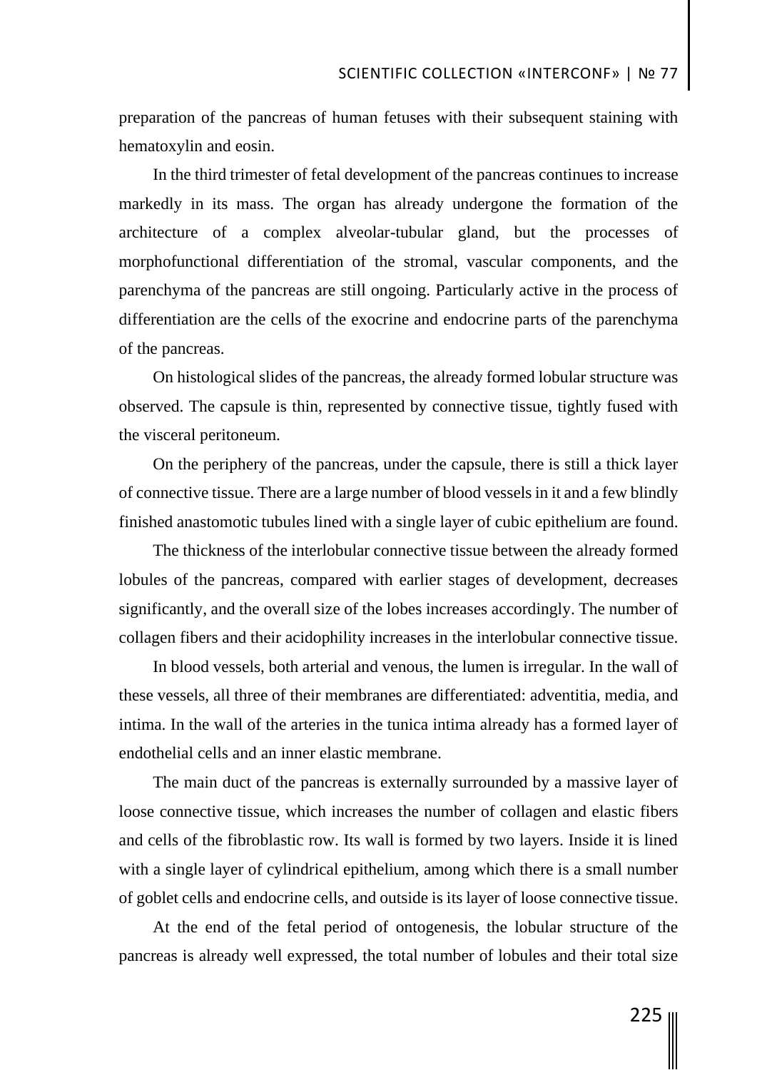preparation of the pancreas of human fetuses with their subsequent staining with hematoxylin and eosin.

In the third trimester of fetal development of the pancreas continues to increase markedly in its mass. The organ has already undergone the formation of the architecture of a complex alveolar-tubular gland, but the processes of morphofunctional differentiation of the stromal, vascular components, and the parenchyma of the pancreas are still ongoing. Particularly active in the process of differentiation are the cells of the exocrine and endocrine parts of the parenchyma of the pancreas.

On histological slides of the pancreas, the already formed lobular structure was observed. The capsule is thin, represented by connective tissue, tightly fused with the visceral peritoneum.

On the periphery of the pancreas, under the capsule, there is still a thick layer of connective tissue. There are a large number of blood vessels in it and a few blindly finished anastomotic tubules lined with a single layer of cubic epithelium are found.

The thickness of the interlobular connective tissue between the already formed lobules of the pancreas, compared with earlier stages of development, decreases significantly, and the overall size of the lobes increases accordingly. The number of collagen fibers and their acidophility increases in the interlobular connective tissue.

In blood vessels, both arterial and venous, the lumen is irregular. In the wall of these vessels, all three of their membranes are differentiated: adventitia, media, and intima. In the wall of the arteries in the tunica intima already has a formed layer of endothelial cells and an inner elastic membrane.

The main duct of the pancreas is externally surrounded by a massive layer of loose connective tissue, which increases the number of collagen and elastic fibers and cells of the fibroblastic row. Its wall is formed by two layers. Inside it is lined with a single layer of cylindrical epithelium, among which there is a small number of goblet cells and endocrine cells, and outside is its layer of loose connective tissue.

At the end of the fetal period of ontogenesis, the lobular structure of the pancreas is already well expressed, the total number of lobules and their total size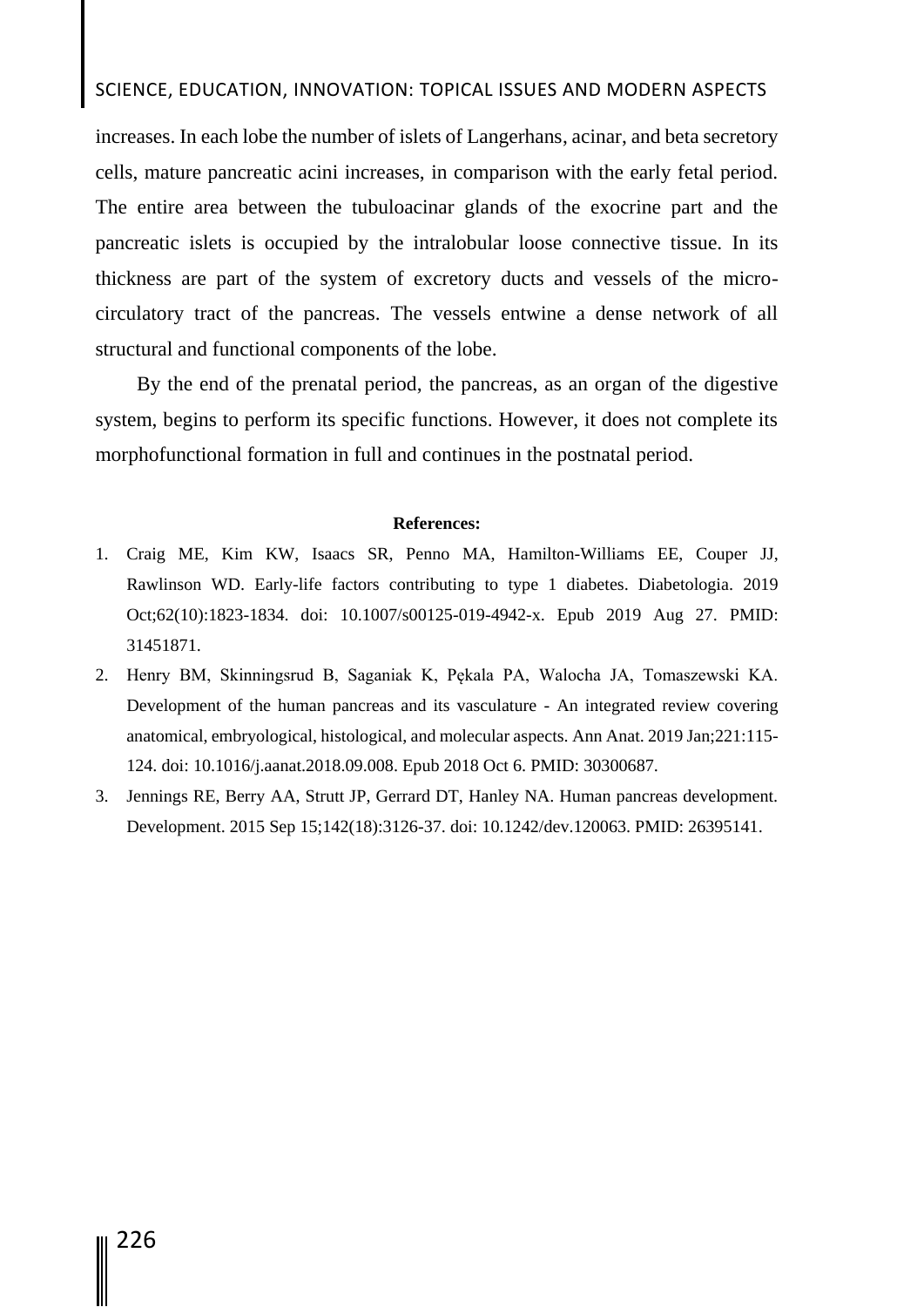increases. In each lobe the number of islets of Langerhans, acinar, and beta secretory cells, mature pancreatic acini increases, in comparison with the early fetal period. The entire area between the tubuloacinar glands of the exocrine part and the pancreatic islets is occupied by the intralobular loose connective tissue. In its thickness are part of the system of excretory ducts and vessels of the micro-circulatory tract of the pancreas. The vessels entwine a dense network of all structural and functional components of the lobe.

By the end of the prenatal period, the pancreas, as an organ of the digestive system, begins to perform its specific functions. However, it does not complete its morphofunctional formation in full and continues in the postnatal period.

**References:**

1. Craig ME, Kim KW, Isaacs SR, Penno MA, Hamilton-Williams EE, Couper JJ, Rawlinson WD. Early-life factors contributing to type 1 diabetes. Diabetologia. 2019 Oct;62(10):1823-1834. doi: 10.1007/s00125-019-4942-x. Epub 2019 Aug 27. PMID: 31451871.
2. Henry BM, Skinningsrud B, Saganiak K, Pękala PA, Walocha JA, Tomaszewski KA. Development of the human pancreas and its vasculature - An integrated review covering anatomical, embryological, histological, and molecular aspects. Ann Anat. 2019 Jan;221:115-124. doi: 10.1016/j.aanat.2018.09.008. Epub 2018 Oct 6. PMID: 30300687.
3. Jennings RE, Berry AA, Strutt JP, Gerrard DT, Hanley NA. Human pancreas development. Development. 2015 Sep 15;142(18):3126-37. doi: 10.1242/dev.120063. PMID: 26395141.